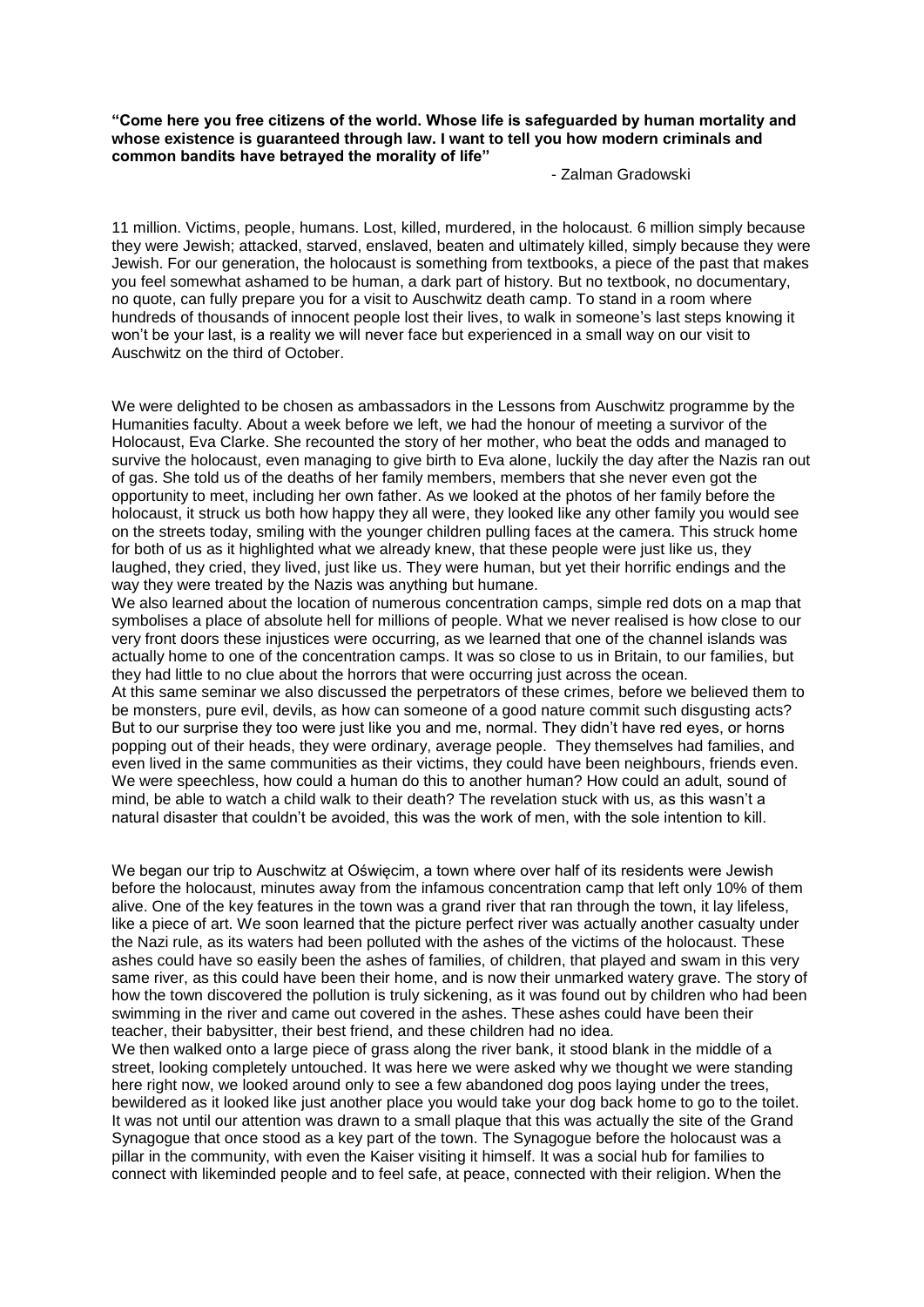**"Come here you free citizens of the world. Whose life is safeguarded by human mortality and whose existence is guaranteed through law. I want to tell you how modern criminals and common bandits have betrayed the morality of life"**

- Zalman Gradowski

11 million. Victims, people, humans. Lost, killed, murdered, in the holocaust. 6 million simply because they were Jewish; attacked, starved, enslaved, beaten and ultimately killed, simply because they were Jewish. For our generation, the holocaust is something from textbooks, a piece of the past that makes you feel somewhat ashamed to be human, a dark part of history. But no textbook, no documentary, no quote, can fully prepare you for a visit to Auschwitz death camp. To stand in a room where hundreds of thousands of innocent people lost their lives, to walk in someone's last steps knowing it won't be your last, is a reality we will never face but experienced in a small way on our visit to Auschwitz on the third of October.

We were delighted to be chosen as ambassadors in the Lessons from Auschwitz programme by the Humanities faculty. About a week before we left, we had the honour of meeting a survivor of the Holocaust, Eva Clarke. She recounted the story of her mother, who beat the odds and managed to survive the holocaust, even managing to give birth to Eva alone, luckily the day after the Nazis ran out of gas. She told us of the deaths of her family members, members that she never even got the opportunity to meet, including her own father. As we looked at the photos of her family before the holocaust, it struck us both how happy they all were, they looked like any other family you would see on the streets today, smiling with the younger children pulling faces at the camera. This struck home for both of us as it highlighted what we already knew, that these people were just like us, they laughed, they cried, they lived, just like us. They were human, but yet their horrific endings and the way they were treated by the Nazis was anything but humane.

We also learned about the location of numerous concentration camps, simple red dots on a map that symbolises a place of absolute hell for millions of people. What we never realised is how close to our very front doors these injustices were occurring, as we learned that one of the channel islands was actually home to one of the concentration camps. It was so close to us in Britain, to our families, but they had little to no clue about the horrors that were occurring just across the ocean.

At this same seminar we also discussed the perpetrators of these crimes, before we believed them to be monsters, pure evil, devils, as how can someone of a good nature commit such disgusting acts? But to our surprise they too were just like you and me, normal. They didn't have red eyes, or horns popping out of their heads, they were ordinary, average people. They themselves had families, and even lived in the same communities as their victims, they could have been neighbours, friends even. We were speechless, how could a human do this to another human? How could an adult, sound of mind, be able to watch a child walk to their death? The revelation stuck with us, as this wasn't a natural disaster that couldn't be avoided, this was the work of men, with the sole intention to kill.

We began our trip to Auschwitz at Oświęcim, a town where over half of its residents were Jewish before the holocaust, minutes away from the infamous concentration camp that left only 10% of them alive. One of the key features in the town was a grand river that ran through the town, it lay lifeless, like a piece of art. We soon learned that the picture perfect river was actually another casualty under the Nazi rule, as its waters had been polluted with the ashes of the victims of the holocaust. These ashes could have so easily been the ashes of families, of children, that played and swam in this very same river, as this could have been their home, and is now their unmarked watery grave. The story of how the town discovered the pollution is truly sickening, as it was found out by children who had been swimming in the river and came out covered in the ashes. These ashes could have been their teacher, their babysitter, their best friend, and these children had no idea.

We then walked onto a large piece of grass along the river bank, it stood blank in the middle of a street, looking completely untouched. It was here we were asked why we thought we were standing here right now, we looked around only to see a few abandoned dog poos laying under the trees, bewildered as it looked like just another place you would take your dog back home to go to the toilet. It was not until our attention was drawn to a small plaque that this was actually the site of the Grand Synagogue that once stood as a key part of the town. The Synagogue before the holocaust was a pillar in the community, with even the Kaiser visiting it himself. It was a social hub for families to connect with likeminded people and to feel safe, at peace, connected with their religion. When the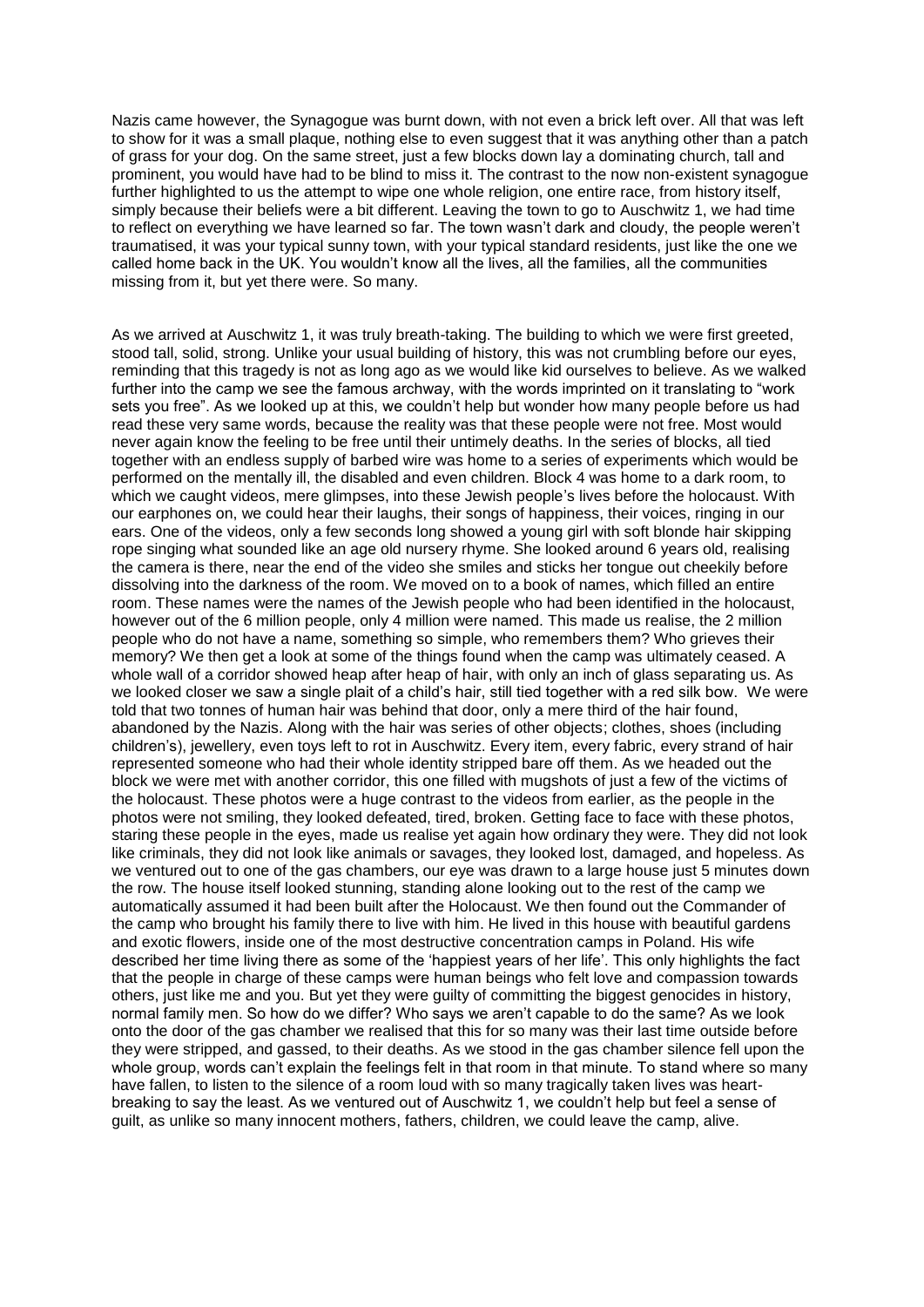Nazis came however, the Synagogue was burnt down, with not even a brick left over. All that was left to show for it was a small plaque, nothing else to even suggest that it was anything other than a patch of grass for your dog. On the same street, just a few blocks down lay a dominating church, tall and prominent, you would have had to be blind to miss it. The contrast to the now non-existent synagogue further highlighted to us the attempt to wipe one whole religion, one entire race, from history itself, simply because their beliefs were a bit different. Leaving the town to go to Auschwitz 1, we had time to reflect on everything we have learned so far. The town wasn't dark and cloudy, the people weren't traumatised, it was your typical sunny town, with your typical standard residents, just like the one we called home back in the UK. You wouldn't know all the lives, all the families, all the communities missing from it, but yet there were. So many.

As we arrived at Auschwitz 1, it was truly breath-taking. The building to which we were first greeted, stood tall, solid, strong. Unlike your usual building of history, this was not crumbling before our eyes, reminding that this tragedy is not as long ago as we would like kid ourselves to believe. As we walked further into the camp we see the famous archway, with the words imprinted on it translating to "work sets you free". As we looked up at this, we couldn't help but wonder how many people before us had read these very same words, because the reality was that these people were not free. Most would never again know the feeling to be free until their untimely deaths. In the series of blocks, all tied together with an endless supply of barbed wire was home to a series of experiments which would be performed on the mentally ill, the disabled and even children. Block 4 was home to a dark room, to which we caught videos, mere glimpses, into these Jewish people's lives before the holocaust. With our earphones on, we could hear their laughs, their songs of happiness, their voices, ringing in our ears. One of the videos, only a few seconds long showed a young girl with soft blonde hair skipping rope singing what sounded like an age old nursery rhyme. She looked around 6 years old, realising the camera is there, near the end of the video she smiles and sticks her tongue out cheekily before dissolving into the darkness of the room. We moved on to a book of names, which filled an entire room. These names were the names of the Jewish people who had been identified in the holocaust, however out of the 6 million people, only 4 million were named. This made us realise, the 2 million people who do not have a name, something so simple, who remembers them? Who grieves their memory? We then get a look at some of the things found when the camp was ultimately ceased. A whole wall of a corridor showed heap after heap of hair, with only an inch of glass separating us. As we looked closer we saw a single plait of a child's hair, still tied together with a red silk bow. We were told that two tonnes of human hair was behind that door, only a mere third of the hair found, abandoned by the Nazis. Along with the hair was series of other objects; clothes, shoes (including children's), jewellery, even toys left to rot in Auschwitz. Every item, every fabric, every strand of hair represented someone who had their whole identity stripped bare off them. As we headed out the block we were met with another corridor, this one filled with mugshots of just a few of the victims of the holocaust. These photos were a huge contrast to the videos from earlier, as the people in the photos were not smiling, they looked defeated, tired, broken. Getting face to face with these photos, staring these people in the eyes, made us realise yet again how ordinary they were. They did not look like criminals, they did not look like animals or savages, they looked lost, damaged, and hopeless. As we ventured out to one of the gas chambers, our eye was drawn to a large house just 5 minutes down the row. The house itself looked stunning, standing alone looking out to the rest of the camp we automatically assumed it had been built after the Holocaust. We then found out the Commander of the camp who brought his family there to live with him. He lived in this house with beautiful gardens and exotic flowers, inside one of the most destructive concentration camps in Poland. His wife described her time living there as some of the 'happiest years of her life'. This only highlights the fact that the people in charge of these camps were human beings who felt love and compassion towards others, just like me and you. But yet they were guilty of committing the biggest genocides in history, normal family men. So how do we differ? Who says we aren't capable to do the same? As we look onto the door of the gas chamber we realised that this for so many was their last time outside before they were stripped, and gassed, to their deaths. As we stood in the gas chamber silence fell upon the whole group, words can't explain the feelings felt in that room in that minute. To stand where so many have fallen, to listen to the silence of a room loud with so many tragically taken lives was heart-breaking to say the least. As we ventured out of Auschwitz 1, we couldn't help but feel a sense of guilt, as unlike so many innocent mothers, fathers, children, we could leave the camp, alive.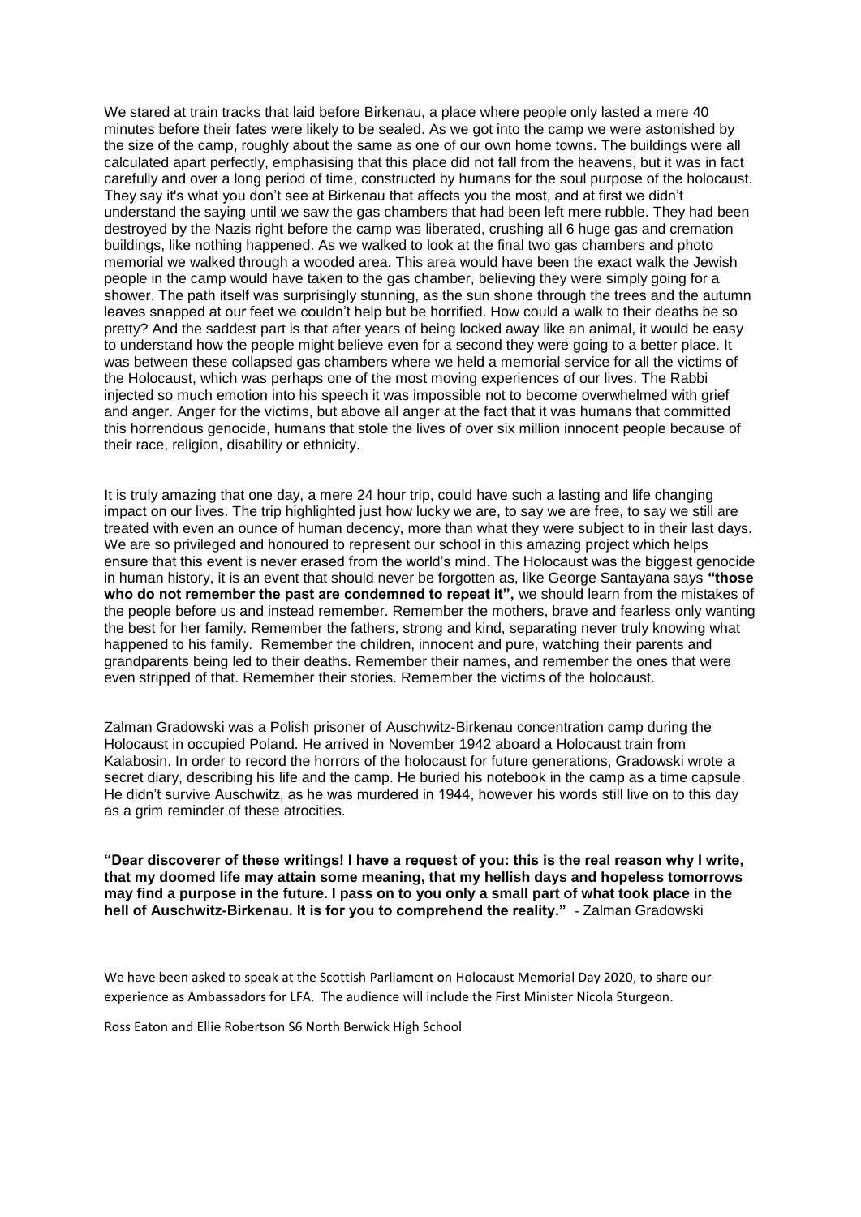We stared at train tracks that laid before Birkenau, a place where people only lasted a mere 40 minutes before their fates were likely to be sealed. As we got into the camp we were astonished by the size of the camp, roughly about the same as one of our own home towns. The buildings were all calculated apart perfectly, emphasising that this place did not fall from the heavens, but it was in fact carefully and over a long period of time, constructed by humans for the soul purpose of the holocaust. They say it's what you don't see at Birkenau that affects you the most, and at first we didn't understand the saying until we saw the gas chambers that had been left mere rubble. They had been destroyed by the Nazis right before the camp was liberated, crushing all 6 huge gas and cremation buildings, like nothing happened. As we walked to look at the final two gas chambers and photo memorial we walked through a wooded area. This area would have been the exact walk the Jewish people in the camp would have taken to the gas chamber, believing they were simply going for a shower. The path itself was surprisingly stunning, as the sun shone through the trees and the autumn leaves snapped at our feet we couldn't help but be horrified. How could a walk to their deaths be so pretty? And the saddest part is that after years of being locked away like an animal, it would be easy to understand how the people might believe even for a second they were going to a better place. It was between these collapsed gas chambers where we held a memorial service for all the victims of the Holocaust, which was perhaps one of the most moving experiences of our lives. The Rabbi injected so much emotion into his speech it was impossible not to become overwhelmed with grief and anger. Anger for the victims, but above all anger at the fact that it was humans that committed this horrendous genocide, humans that stole the lives of over six million innocent people because of their race, religion, disability or ethnicity.

It is truly amazing that one day, a mere 24 hour trip, could have such a lasting and life changing impact on our lives. The trip highlighted just how lucky we are, to say we are free, to say we still are treated with even an ounce of human decency, more than what they were subject to in their last days. We are so privileged and honoured to represent our school in this amazing project which helps ensure that this event is never erased from the world's mind. The Holocaust was the biggest genocide in human history, it is an event that should never be forgotten as, like George Santayana says **"those who do not remember the past are condemned to repeat it",** we should learn from the mistakes of the people before us and instead remember. Remember the mothers, brave and fearless only wanting the best for her family. Remember the fathers, strong and kind, separating never truly knowing what happened to his family. Remember the children, innocent and pure, watching their parents and grandparents being led to their deaths. Remember their names, and remember the ones that were even stripped of that. Remember their stories. Remember the victims of the holocaust.

Zalman Gradowski was a Polish prisoner of Auschwitz-Birkenau concentration camp during the Holocaust in occupied Poland. He arrived in November 1942 aboard a Holocaust train from Kalabosin. In order to record the horrors of the holocaust for future generations, Gradowski wrote a secret diary, describing his life and the camp. He buried his notebook in the camp as a time capsule. He didn't survive Auschwitz, as he was murdered in 1944, however his words still live on to this day as a grim reminder of these atrocities.

**"Dear discoverer of these writings! I have a request of you: this is the real reason why I write, that my doomed life may attain some meaning, that my hellish days and hopeless tomorrows may find a purpose in the future. I pass on to you only a small part of what took place in the hell of Auschwitz-Birkenau. It is for you to comprehend the reality."** - Zalman Gradowski

We have been asked to speak at the Scottish Parliament on Holocaust Memorial Day 2020, to share our experience as Ambassadors for LFA. The audience will include the First Minister Nicola Sturgeon.

Ross Eaton and Ellie Robertson S6 North Berwick High School